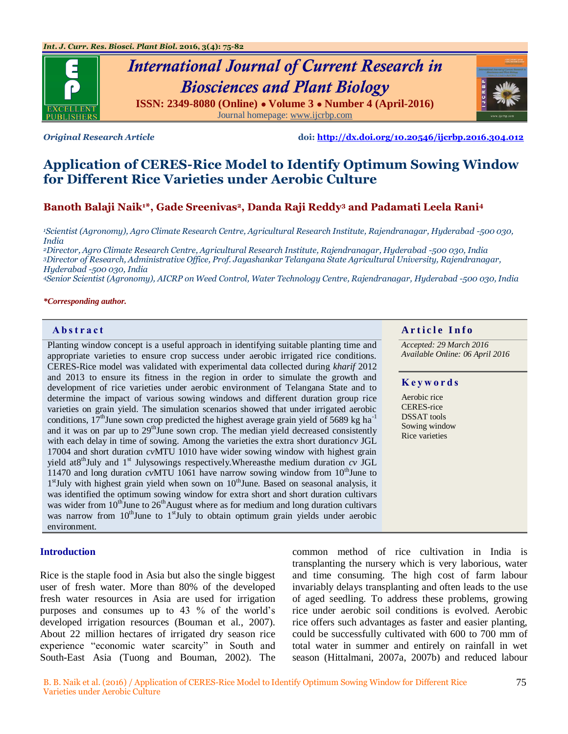Original Research Article

doi: http://dx.doi.org/10.20546/ijcrbp.2016.304.012

# Application of CERES-Rice Model to Identify Optimum Sowing Window for Different Rice Varieties under Aerobic Culture

**Banoth Balaji Naik[1]*, Gade Sreenivas[2], Danda Raji Reddy[3] and Padamati Leela Rani[4]**

*[1]Scientist (Agronomy), Agro Climate Research Centre, Agricultural Research Institute, Rajendranagar, Hyderabad -500 030, India*

*[2]Director, Agro Climate Research Centre, Agricultural Research Institute, Rajendranagar, Hyderabad -500 030, India*

*[3]Director of Research, Administrative Office, Prof. Jayashankar Telangana State Agricultural University, Rajendranagar, Hyderabad -500 030, India*

*[4]Senior Scientist (Agronomy), AICRP on Weed Control, Water Technology Centre, Rajendranagar, Hyderabad -500 030, India*

***Corresponding author.**

## Abstract

Planting window concept is a useful approach in identifying suitable planting time and appropriate varieties to ensure crop success under aerobic irrigated rice conditions. CERES-Rice model was validated with experimental data collected during *kharif* 2012 and 2013 to ensure its fitness in the region in order to simulate the growth and development of rice varieties under aerobic environment of Telangana State and to determine the impact of various sowing windows and different duration group rice varieties on grain yield. The simulation scenarios showed that under irrigated aerobic conditions, 17[th]June sown crop predicted the highest average grain yield of 5689 kg ha$^{-1}$ and it was on par up to 29[th]June sown crop. The median yield decreased consistently with each delay in time of sowing. Among the varieties the extra short duration*cv* JGL 17004 and short duration *cv*MTU 1010 have wider sowing window with highest grain yield at8[th]July and 1[st] Julysowings respectively.Whereasthe medium duration *cv* JGL 11470 and long duration *cv*MTU 1061 have narrow sowing window from 10[th]June to 1[st]July with highest grain yield when sown on 10[th]June. Based on seasonal analysis, it was identified the optimum sowing window for extra short and short duration cultivars was wider from 10[th]June to 26[th]August where as for medium and long duration cultivars was narrow from 10[th]June to 1[st]July to obtain optimum grain yields under aerobic environment.

## Article Info

*Accepted: 29 March 2016*
*Available Online: 06 April 2016*

## Keywords

Aerobic rice
CERES-rice
DSSAT tools
Sowing window
Rice varieties

## Introduction

Rice is the staple food in Asia but also the single biggest user of fresh water. More than 80% of the developed fresh water resources in Asia are used for irrigation purposes and consumes up to 43 % of the world's developed irrigation resources (Bouman et al., 2007). About 22 million hectares of irrigated dry season rice experience "economic water scarcity" in South and South-East Asia (Tuong and Bouman, 2002). The common method of rice cultivation in India is transplanting the nursery which is very laborious, water and time consuming. The high cost of farm labour invariably delays transplanting and often leads to the use of aged seedling. To address these problems, growing rice under aerobic soil conditions is evolved. Aerobic rice offers such advantages as faster and easier planting, could be successfully cultivated with 600 to 700 mm of total water in summer and entirely on rainfall in wet season (Hittalmani, 2007a, 2007b) and reduced labour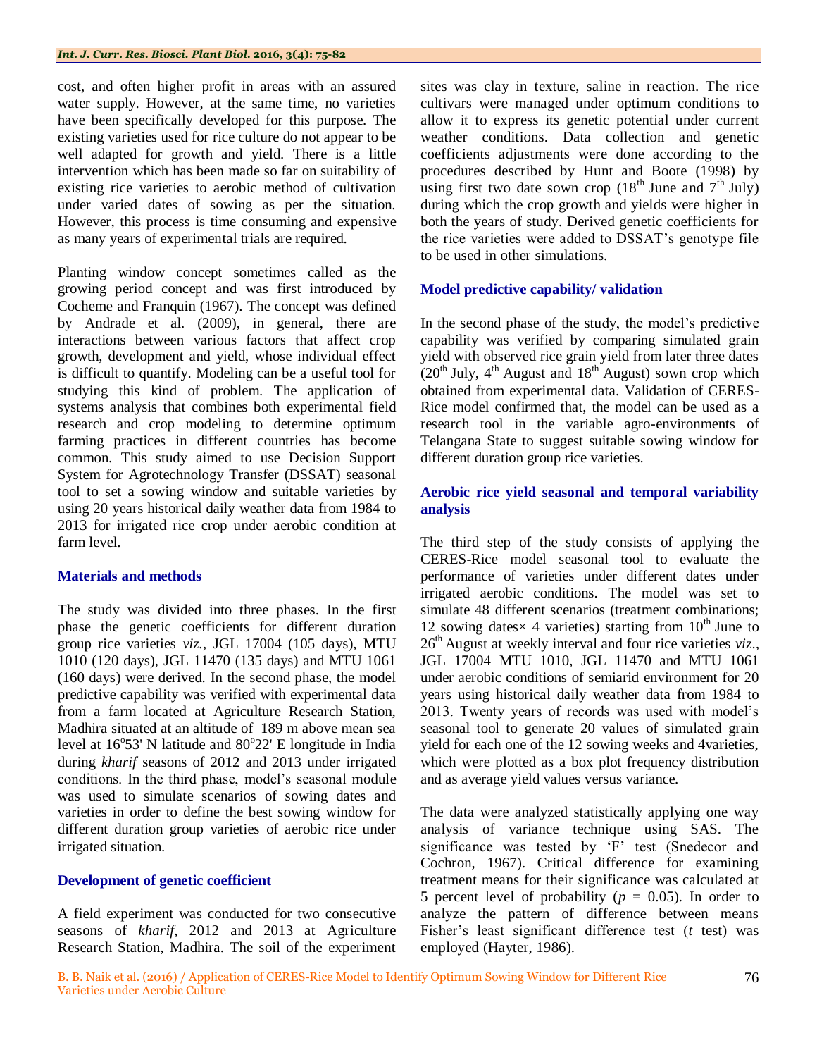cost, and often higher profit in areas with an assured water supply. However, at the same time, no varieties have been specifically developed for this purpose. The existing varieties used for rice culture do not appear to be well adapted for growth and yield. There is a little intervention which has been made so far on suitability of existing rice varieties to aerobic method of cultivation under varied dates of sowing as per the situation. However, this process is time consuming and expensive as many years of experimental trials are required.

Planting window concept sometimes called as the growing period concept and was first introduced by Cocheme and Franquin (1967). The concept was defined by Andrade et al. (2009), in general, there are interactions between various factors that affect crop growth, development and yield, whose individual effect is difficult to quantify. Modeling can be a useful tool for studying this kind of problem. The application of systems analysis that combines both experimental field research and crop modeling to determine optimum farming practices in different countries has become common. This study aimed to use Decision Support System for Agrotechnology Transfer (DSSAT) seasonal tool to set a sowing window and suitable varieties by using 20 years historical daily weather data from 1984 to 2013 for irrigated rice crop under aerobic condition at farm level.

## Materials and methods

The study was divided into three phases. In the first phase the genetic coefficients for different duration group rice varieties *viz.*, JGL 17004 (105 days), MTU 1010 (120 days), JGL 11470 (135 days) and MTU 1061 (160 days) were derived. In the second phase, the model predictive capability was verified with experimental data from a farm located at Agriculture Research Station, Madhira situated at an altitude of 189 m above mean sea level at 16$^{o}$53' N latitude and 80$^{o}$22' E longitude in India during *kharif* seasons of 2012 and 2013 under irrigated conditions. In the third phase, model's seasonal module was used to simulate scenarios of sowing dates and varieties in order to define the best sowing window for different duration group varieties of aerobic rice under irrigated situation.

### Development of genetic coefficient

A field experiment was conducted for two consecutive seasons of *kharif*, 2012 and 2013 at Agriculture Research Station, Madhira. The soil of the experiment sites was clay in texture, saline in reaction. The rice cultivars were managed under optimum conditions to allow it to express its genetic potential under current weather conditions. Data collection and genetic coefficients adjustments were done according to the procedures described by Hunt and Boote (1998) by using first two date sown crop (18$^{th}$ June and 7$^{th}$ July) during which the crop growth and yields were higher in both the years of study. Derived genetic coefficients for the rice varieties were added to DSSAT's genotype file to be used in other simulations.

### Model predictive capability/ validation

In the second phase of the study, the model's predictive capability was verified by comparing simulated grain yield with observed rice grain yield from later three dates (20$^{th}$ July, 4$^{th}$ August and 18$^{th}$ August) sown crop which obtained from experimental data. Validation of CERES-Rice model confirmed that, the model can be used as a research tool in the variable agro-environments of Telangana State to suggest suitable sowing window for different duration group rice varieties.

### Aerobic rice yield seasonal and temporal variability analysis

The third step of the study consists of applying the CERES-Rice model seasonal tool to evaluate the performance of varieties under different dates under irrigated aerobic conditions. The model was set to simulate 48 different scenarios (treatment combinations; 12 sowing dates× 4 varieties) starting from 10$^{th}$ June to 26$^{th}$ August at weekly interval and four rice varieties *viz*., JGL 17004 MTU 1010, JGL 11470 and MTU 1061 under aerobic conditions of semiarid environment for 20 years using historical daily weather data from 1984 to 2013. Twenty years of records was used with model's seasonal tool to generate 20 values of simulated grain yield for each one of the 12 sowing weeks and 4varieties, which were plotted as a box plot frequency distribution and as average yield values versus variance.

The data were analyzed statistically applying one way analysis of variance technique using SAS. The significance was tested by 'F' test (Snedecor and Cochron, 1967). Critical difference for examining treatment means for their significance was calculated at 5 percent level of probability ($p$ = 0.05). In order to analyze the pattern of difference between means Fisher's least significant difference test ($t$ test) was employed (Hayter, 1986).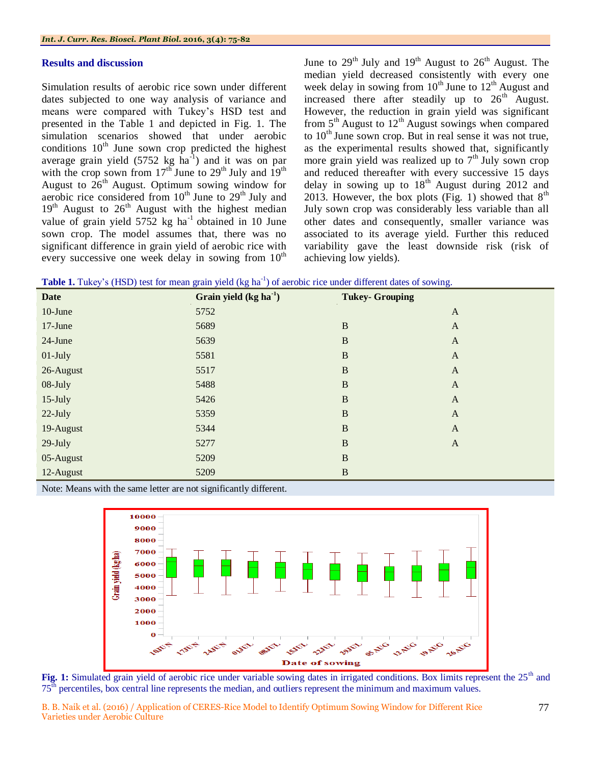## Results and discussion

Simulation results of aerobic rice sown under different dates subjected to one way analysis of variance and means were compared with Tukey's HSD test and presented in the Table 1 and depicted in Fig. 1. The simulation scenarios showed that under aerobic conditions 10th June sown crop predicted the highest average grain yield (5752 kg ha$^{-1}$) and it was on par with the crop sown from 17th June to 29th July and 19th August to 26th August. Optimum sowing window for aerobic rice considered from 10th June to 29th July and 19th August to 26th August with the highest median value of grain yield 5752 kg ha$^{-1}$ obtained in 10 June sown crop. The model assumes that, there was no significant difference in grain yield of aerobic rice with every successive one week delay in sowing from 10th June to 29th July and 19th August to 26th August. The median yield decreased consistently with every one week delay in sowing from 10th June to 12th August and increased there after steadily up to 26th August. However, the reduction in grain yield was significant from 5th August to 12th August sowings when compared to 10th June sown crop. But in real sense it was not true, as the experimental results showed that, significantly more grain yield was realized up to 7th July sown crop and reduced thereafter with every successive 15 days delay in sowing up to 18th August during 2012 and 2013. However, the box plots (Fig. 1) showed that 8th July sown crop was considerably less variable than all other dates and consequently, smaller variance was associated to its average yield. Further this reduced variability gave the least downside risk (risk of achieving low yields).

**Table 1.** Tukey's (HSD) test for mean grain yield (kg ha$^{-1}$) of aerobic rice under different dates of sowing.

| Date | Grain yield (kg ha$^{-1}$) | Tukey- Grouping | |
|---|---|---|---|
| 10-June | 5752 | | A |
| 17-June | 5689 | B | A |
| 24-June | 5639 | B | A |
| 01-July | 5581 | B | A |
| 26-August | 5517 | B | A |
| 08-July | 5488 | B | A |
| 15-July | 5426 | B | A |
| 22-July | 5359 | B | A |
| 19-August | 5344 | B | A |
| 29-July | 5277 | B | A |
| 05-August | 5209 | B | |
| 12-August | 5209 | B | |

Note: Means with the same letter are not significantly different.

**Fig. 1:** Simulated grain yield of aerobic rice under variable sowing dates in irrigated conditions. Box limits represent the 25th and 75th percentiles, box central line represents the median, and outliers represent the minimum and maximum values.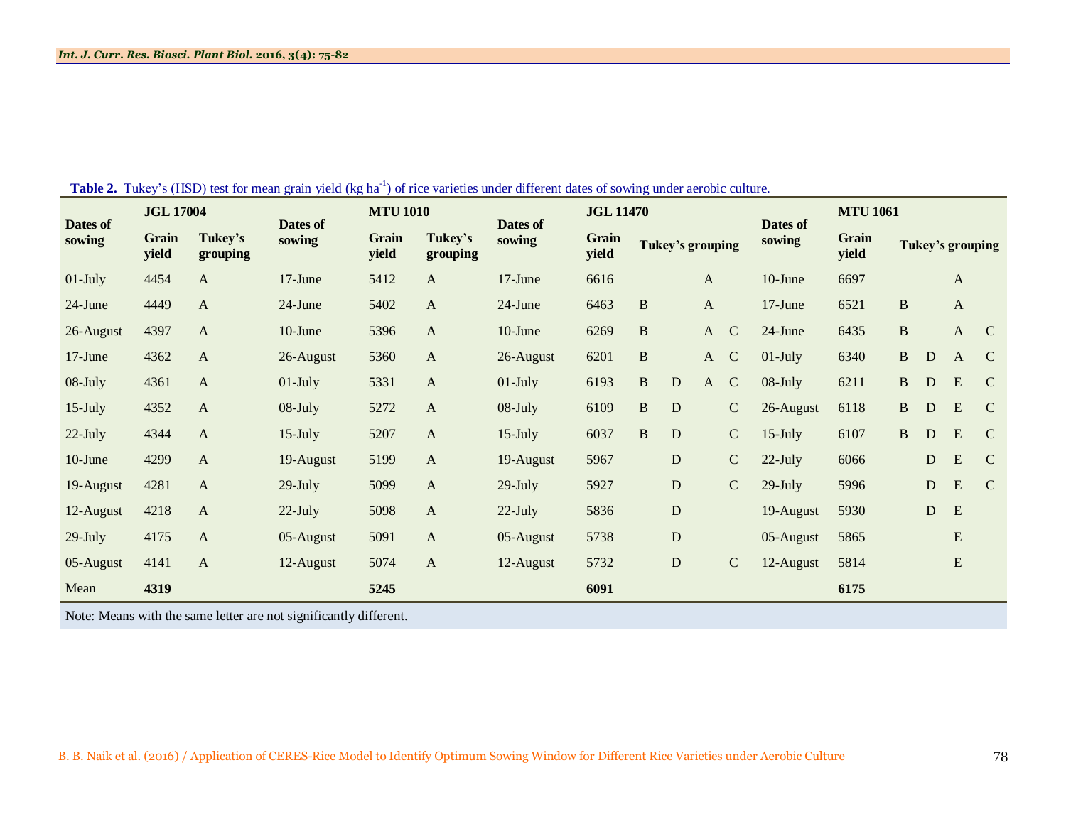**Table 2.** Tukey's (HSD) test for mean grain yield (kg ha$^{-1}$) of rice varieties under different dates of sowing under aerobic culture.

| Dates of sowing | JGL 17004 | | Dates of sowing | MTU 1010 | | Dates of sowing | JGL 11470 | | | | | Dates of sowing | MTU 1061 | | | | |
|---|---|---|---|---|---|---|---|---|---|---|---|---|---|---|---|---|---|
| | Grain yield | Tukey's grouping | | Grain yield | Tukey's grouping | | Grain yield | Tukey's grouping | | | | | Grain yield | Tukey's grouping | | | |
| 01-July | 4454 | A | 17-June | 5412 | A | 17-June | 6616 | | | A | | 10-June | 6697 | | | A | |
| 24-June | 4449 | A | 24-June | 5402 | A | 24-June | 6463 | B | | A | | 17-June | 6521 | B | | A | |
| 26-August | 4397 | A | 10-June | 5396 | A | 10-June | 6269 | B | | A | C | 24-June | 6435 | B | | A | C |
| 17-June | 4362 | A | 26-August | 5360 | A | 26-August | 6201 | B | | A | C | 01-July | 6340 | B | D | A | C |
| 08-July | 4361 | A | 01-July | 5331 | A | 01-July | 6193 | B | D | A | C | 08-July | 6211 | B | D | E | C |
| 15-July | 4352 | A | 08-July | 5272 | A | 08-July | 6109 | B | D | | C | 26-August | 6118 | B | D | E | C |
| 22-July | 4344 | A | 15-July | 5207 | A | 15-July | 6037 | B | D | | C | 15-July | 6107 | B | D | E | C |
| 10-June | 4299 | A | 19-August | 5199 | A | 19-August | 5967 | | D | | C | 22-July | 6066 | | D | E | C |
| 19-August | 4281 | A | 29-July | 5099 | A | 29-July | 5927 | | D | | C | 29-July | 5996 | | D | E | C |
| 12-August | 4218 | A | 22-July | 5098 | A | 22-July | 5836 | | D | | | 19-August | 5930 | | D | E | |
| 29-July | 4175 | A | 05-August | 5091 | A | 05-August | 5738 | | D | | | 05-August | 5865 | | | E | |
| 05-August | 4141 | A | 12-August | 5074 | A | 12-August | 5732 | | D | | C | 12-August | 5814 | | | E | |
| Mean | **4319** | | | **5245** | | | **6091** | | | | | | **6175** | | | | |

Note: Means with the same letter are not significantly different.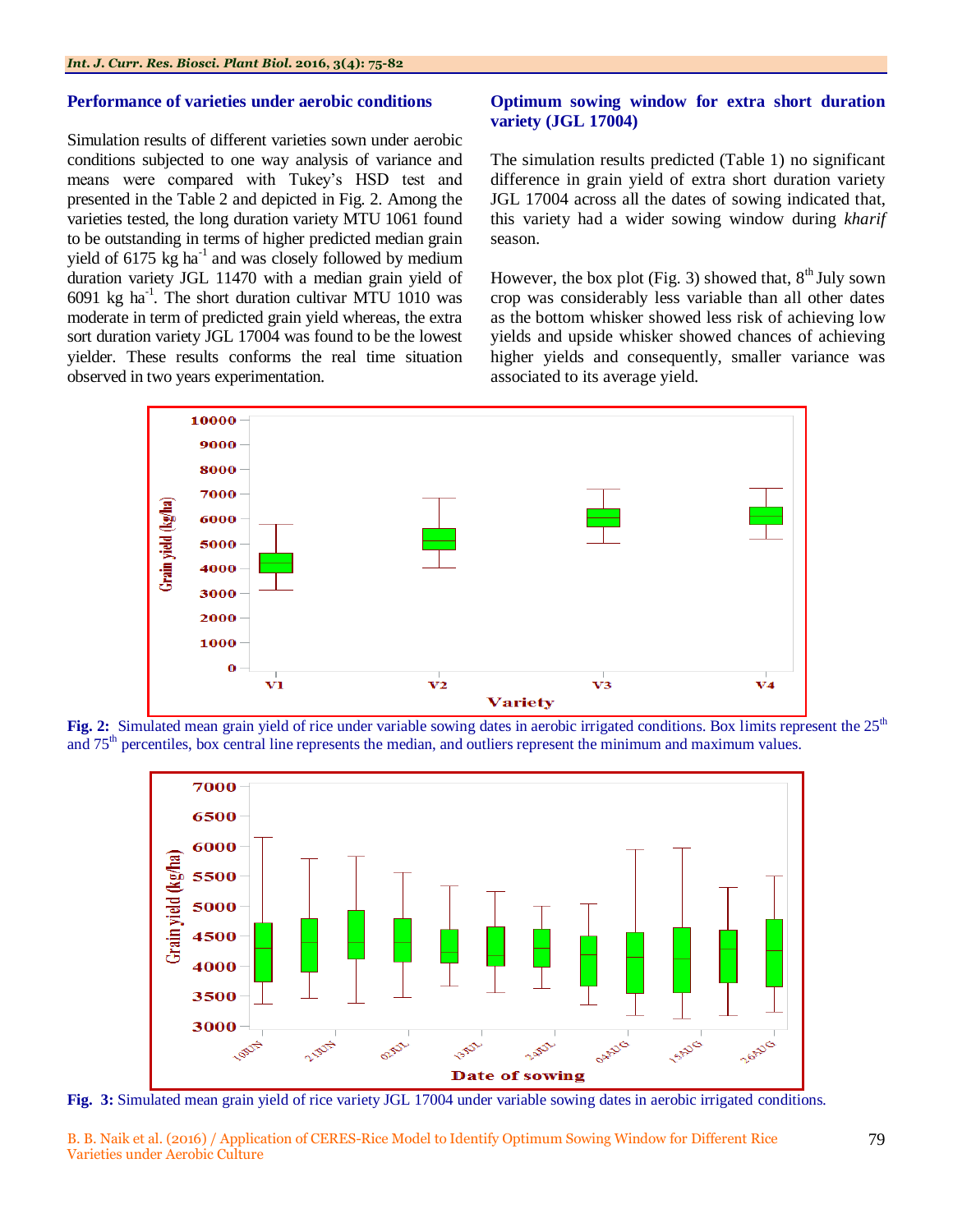### Performance of varieties under aerobic conditions

Simulation results of different varieties sown under aerobic conditions subjected to one way analysis of variance and means were compared with Tukey's HSD test and presented in the Table 2 and depicted in Fig. 2. Among the varieties tested, the long duration variety MTU 1061 found to be outstanding in terms of higher predicted median grain yield of 6175 kg ha$^{-1}$ and was closely followed by medium duration variety JGL 11470 with a median grain yield of 6091 kg ha$^{-1}$. The short duration cultivar MTU 1010 was moderate in term of predicted grain yield whereas, the extra sort duration variety JGL 17004 was found to be the lowest yielder. These results conforms the real time situation observed in two years experimentation.

### Optimum sowing window for extra short duration variety (JGL 17004)

The simulation results predicted (Table 1) no significant difference in grain yield of extra short duration variety JGL 17004 across all the dates of sowing indicated that, this variety had a wider sowing window during *kharif* season.

However, the box plot (Fig. 3) showed that, 8$^{th}$ July sown crop was considerably less variable than all other dates as the bottom whisker showed less risk of achieving low yields and upside whisker showed chances of achieving higher yields and consequently, smaller variance was associated to its average yield.

**Fig. 2:** Simulated mean grain yield of rice under variable sowing dates in aerobic irrigated conditions. Box limits represent the 25$^{th}$ and 75$^{th}$ percentiles, box central line represents the median, and outliers represent the minimum and maximum values.

**Fig. 3:** Simulated mean grain yield of rice variety JGL 17004 under variable sowing dates in aerobic irrigated conditions.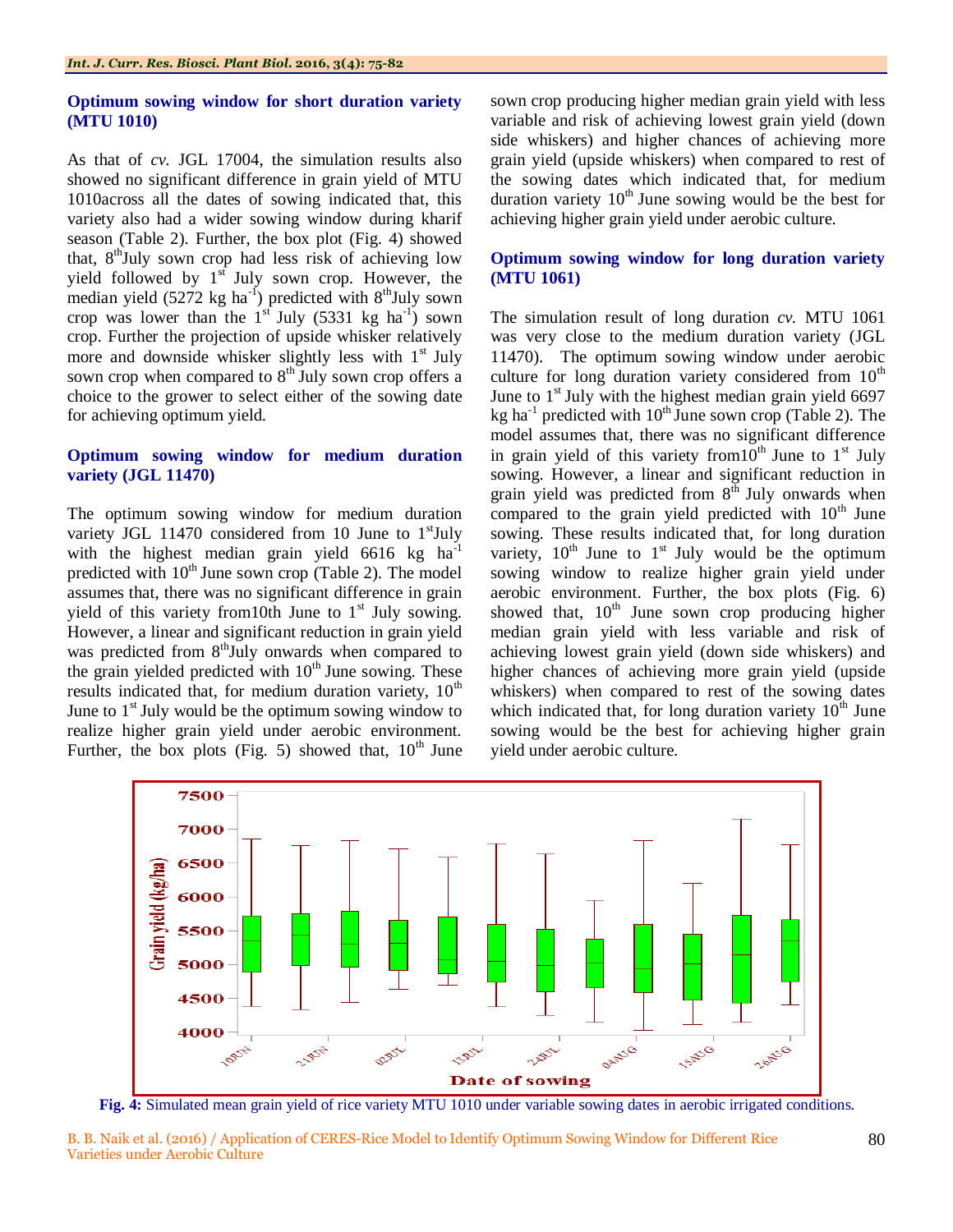### Optimum sowing window for short duration variety (MTU 1010)

As that of *cv.* JGL 17004, the simulation results also showed no significant difference in grain yield of MTU 1010across all the dates of sowing indicated that, this variety also had a wider sowing window during kharif season (Table 2). Further, the box plot (Fig. 4) showed that, 8thJuly sown crop had less risk of achieving low yield followed by 1st July sown crop. However, the median yield (5272 kg ha$^{-1}$) predicted with 8thJuly sown crop was lower than the 1st July (5331 kg ha$^{-1}$) sown crop. Further the projection of upside whisker relatively more and downside whisker slightly less with 1st July sown crop when compared to 8th July sown crop offers a choice to the grower to select either of the sowing date for achieving optimum yield.

### Optimum sowing window for medium duration variety (JGL 11470)

The optimum sowing window for medium duration variety JGL 11470 considered from 10 June to 1stJuly with the highest median grain yield 6616 kg ha$^{-1}$ predicted with 10th June sown crop (Table 2). The model assumes that, there was no significant difference in grain yield of this variety from10th June to 1st July sowing. However, a linear and significant reduction in grain yield was predicted from 8thJuly onwards when compared to the grain yielded predicted with 10th June sowing. These results indicated that, for medium duration variety, 10th June to 1st July would be the optimum sowing window to realize higher grain yield under aerobic environment. Further, the box plots (Fig. 5) showed that, 10th June sown crop producing higher median grain yield with less variable and risk of achieving lowest grain yield (down side whiskers) and higher chances of achieving more grain yield (upside whiskers) when compared to rest of the sowing dates which indicated that, for medium duration variety 10th June sowing would be the best for achieving higher grain yield under aerobic culture.

### Optimum sowing window for long duration variety (MTU 1061)

The simulation result of long duration *cv.* MTU 1061 was very close to the medium duration variety (JGL 11470). The optimum sowing window under aerobic culture for long duration variety considered from 10th June to 1st July with the highest median grain yield 6697 kg ha$^{-1}$ predicted with 10th June sown crop (Table 2). The model assumes that, there was no significant difference in grain yield of this variety from10th June to 1st July sowing. However, a linear and significant reduction in grain yield was predicted from 8th July onwards when compared to the grain yield predicted with 10th June sowing. These results indicated that, for long duration variety, 10th June to 1st July would be the optimum sowing window to realize higher grain yield under aerobic environment. Further, the box plots (Fig. 6) showed that, 10th June sown crop producing higher median grain yield with less variable and risk of achieving lowest grain yield (down side whiskers) and higher chances of achieving more grain yield (upside whiskers) when compared to rest of the sowing dates which indicated that, for long duration variety 10th June sowing would be the best for achieving higher grain yield under aerobic culture.

**Fig. 4:** Simulated mean grain yield of rice variety MTU 1010 under variable sowing dates in aerobic irrigated conditions.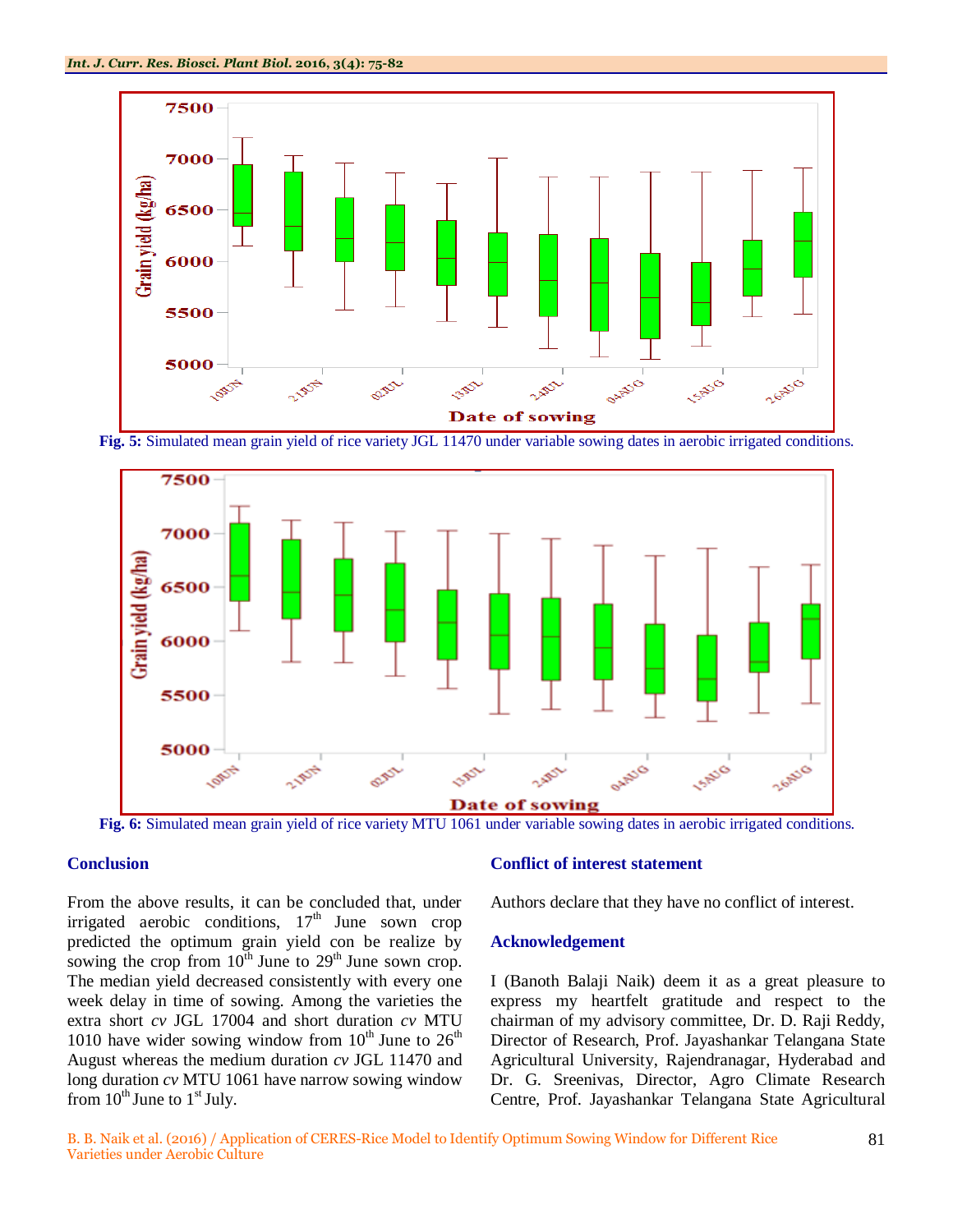Fig. 5: Simulated mean grain yield of rice variety JGL 11470 under variable sowing dates in aerobic irrigated conditions.

Fig. 6: Simulated mean grain yield of rice variety MTU 1061 under variable sowing dates in aerobic irrigated conditions.

## Conclusion

From the above results, it can be concluded that, under irrigated aerobic conditions, 17th June sown crop predicted the optimum grain yield con be realize by sowing the crop from 10th June to 29th June sown crop. The median yield decreased consistently with every one week delay in time of sowing. Among the varieties the extra short *cv* JGL 17004 and short duration *cv* MTU 1010 have wider sowing window from 10th June to 26th August whereas the medium duration *cv* JGL 11470 and long duration *cv* MTU 1061 have narrow sowing window from 10th June to 1st July.

## Conflict of interest statement

Authors declare that they have no conflict of interest.

## Acknowledgement

I (Banoth Balaji Naik) deem it as a great pleasure to express my heartfelt gratitude and respect to the chairman of my advisory committee, Dr. D. Raji Reddy, Director of Research, Prof. Jayashankar Telangana State Agricultural University, Rajendranagar, Hyderabad and Dr. G. Sreenivas, Director, Agro Climate Research Centre, Prof. Jayashankar Telangana State Agricultural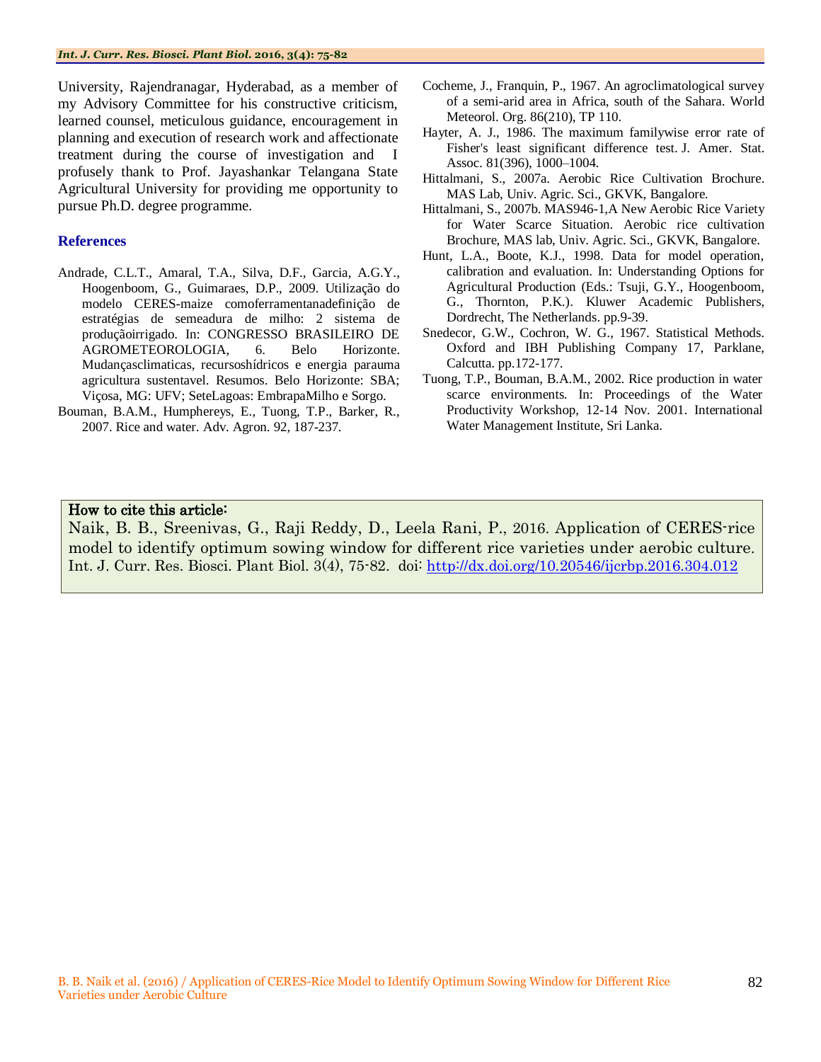University, Rajendranagar, Hyderabad, as a member of my Advisory Committee for his constructive criticism, learned counsel, meticulous guidance, encouragement in planning and execution of research work and affectionate treatment during the course of investigation and I profusely thank to Prof. Jayashankar Telangana State Agricultural University for providing me opportunity to pursue Ph.D. degree programme.

## References

Andrade, C.L.T., Amaral, T.A., Silva, D.F., Garcia, A.G.Y., Hoogenboom, G., Guimaraes, D.P., 2009. Utilização do modelo CERES-maize comoferramentanadefinição de estratégias de semeadura de milho: 2 sistema de produçãoirrigado. In: CONGRESSO BRASILEIRO DE AGROMETEOROLOGIA, 6. Belo Horizonte. Mudançasclimaticas, recursoshídricos e energia parauma agricultura sustentavel. Resumos. Belo Horizonte: SBA; Viçosa, MG: UFV; SeteLagoas: EmbrapaMilho e Sorgo.

Bouman, B.A.M., Humphereys, E., Tuong, T.P., Barker, R., 2007. Rice and water. Adv. Agron. 92, 187-237.

Cocheme, J., Franquin, P., 1967. An agroclimatological survey of a semi-arid area in Africa, south of the Sahara. World Meteorol. Org. 86(210), TP 110.

Hayter, A. J., 1986. The maximum familywise error rate of Fisher's least significant difference test. J. Amer. Stat. Assoc. 81(396), 1000–1004.

Hittalmani, S., 2007a. Aerobic Rice Cultivation Brochure. MAS Lab, Univ. Agric. Sci., GKVK, Bangalore.

Hittalmani, S., 2007b. MAS946-1,A New Aerobic Rice Variety for Water Scarce Situation. Aerobic rice cultivation Brochure, MAS lab, Univ. Agric. Sci., GKVK, Bangalore.

Hunt, L.A., Boote, K.J., 1998. Data for model operation, calibration and evaluation. In: Understanding Options for Agricultural Production (Eds.: Tsuji, G.Y., Hoogenboom, G., Thornton, P.K.). Kluwer Academic Publishers, Dordrecht, The Netherlands. pp.9-39.

Snedecor, G.W., Cochron, W. G., 1967. Statistical Methods. Oxford and IBH Publishing Company 17, Parklane, Calcutta. pp.172-177.

Tuong, T.P., Bouman, B.A.M., 2002. Rice production in water scarce environments. In: Proceedings of the Water Productivity Workshop, 12-14 Nov. 2001. International Water Management Institute, Sri Lanka.

**How to cite this article:**

Naik, B. B., Sreenivas, G., Raji Reddy, D., Leela Rani, P., 2016. Application of CERES-rice model to identify optimum sowing window for different rice varieties under aerobic culture. Int. J. Curr. Res. Biosci. Plant Biol. 3(4), 75-82. doi: http://dx.doi.org/10.20546/ijcrbp.2016.304.012